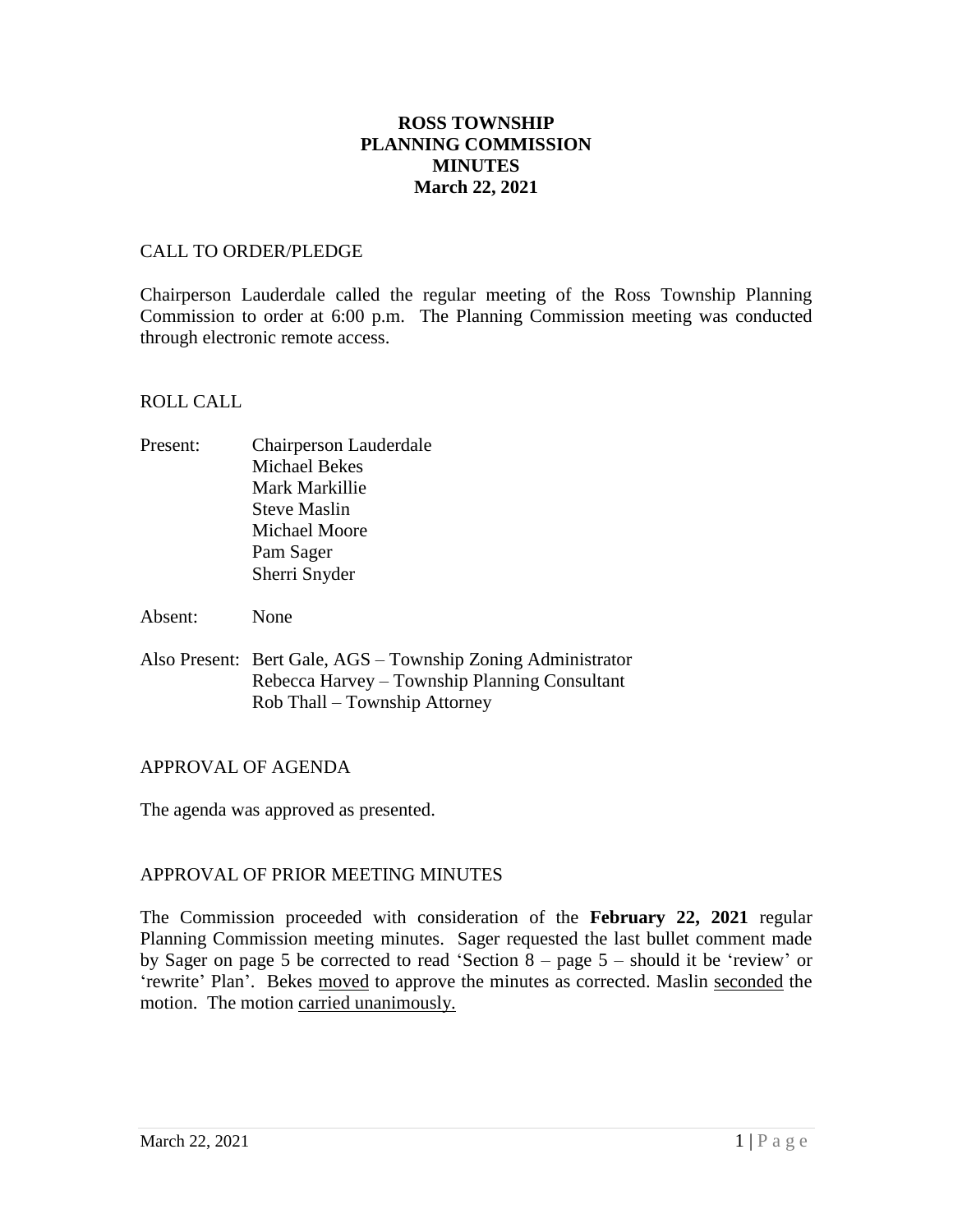# ROSS TOWNSHIP
# PLANNING COMMISSION
# MINUTES
# March 22, 2021

## CALL TO ORDER/PLEDGE

Chairperson Lauderdale called the regular meeting of the Ross Township Planning Commission to order at 6:00 p.m. The Planning Commission meeting was conducted through electronic remote access.

## ROLL CALL

Present: Chairperson Lauderdale
Michael Bekes
Mark Markillie
Steve Maslin
Michael Moore
Pam Sager
Sherri Snyder

Absent: None

Also Present: Bert Gale, AGS – Township Zoning Administrator
Rebecca Harvey – Township Planning Consultant
Rob Thall – Township Attorney

## APPROVAL OF AGENDA

The agenda was approved as presented.

## APPROVAL OF PRIOR MEETING MINUTES

The Commission proceeded with consideration of the **February 22, 2021** regular Planning Commission meeting minutes. Sager requested the last bullet comment made by Sager on page 5 be corrected to read 'Section 8 – page 5 – should it be 'review' or 'rewrite' Plan'. Bekes moved to approve the minutes as corrected. Maslin seconded the motion. The motion carried unanimously.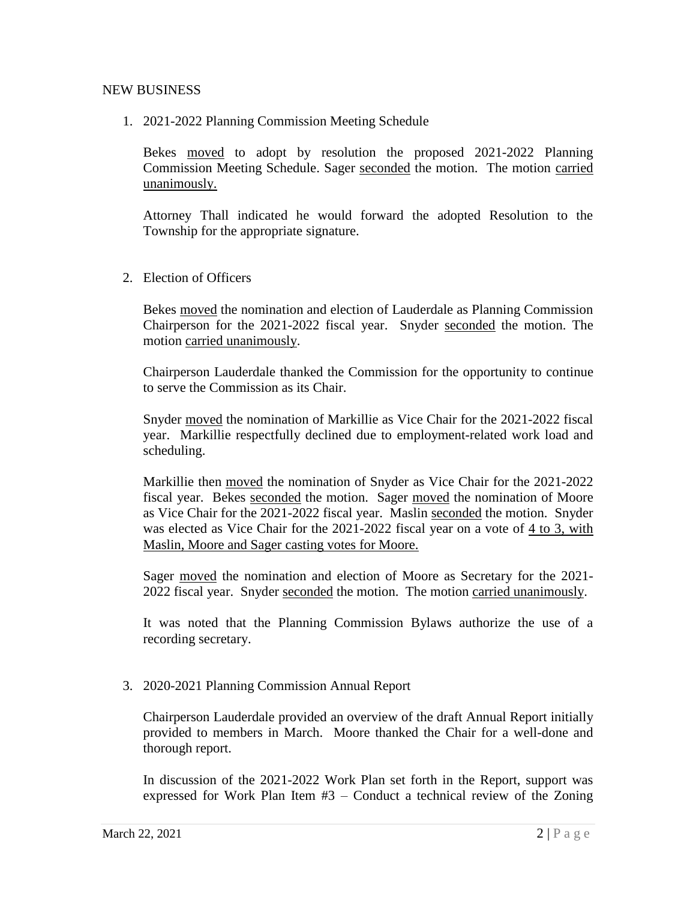NEW BUSINESS

1. 2021-2022 Planning Commission Meeting Schedule

   Bekes moved to adopt by resolution the proposed 2021-2022 Planning Commission Meeting Schedule. Sager seconded the motion. The motion carried unanimously.

   Attorney Thall indicated he would forward the adopted Resolution to the Township for the appropriate signature.

2. Election of Officers

   Bekes moved the nomination and election of Lauderdale as Planning Commission Chairperson for the 2021-2022 fiscal year. Snyder seconded the motion. The motion carried unanimously.

   Chairperson Lauderdale thanked the Commission for the opportunity to continue to serve the Commission as its Chair.

   Snyder moved the nomination of Markillie as Vice Chair for the 2021-2022 fiscal year. Markillie respectfully declined due to employment-related work load and scheduling.

   Markillie then moved the nomination of Snyder as Vice Chair for the 2021-2022 fiscal year. Bekes seconded the motion. Sager moved the nomination of Moore as Vice Chair for the 2021-2022 fiscal year. Maslin seconded the motion. Snyder was elected as Vice Chair for the 2021-2022 fiscal year on a vote of 4 to 3, with Maslin, Moore and Sager casting votes for Moore.

   Sager moved the nomination and election of Moore as Secretary for the 2021-2022 fiscal year. Snyder seconded the motion. The motion carried unanimously.

   It was noted that the Planning Commission Bylaws authorize the use of a recording secretary.

3. 2020-2021 Planning Commission Annual Report

   Chairperson Lauderdale provided an overview of the draft Annual Report initially provided to members in March. Moore thanked the Chair for a well-done and thorough report.

   In discussion of the 2021-2022 Work Plan set forth in the Report, support was expressed for Work Plan Item #3 – Conduct a technical review of the Zoning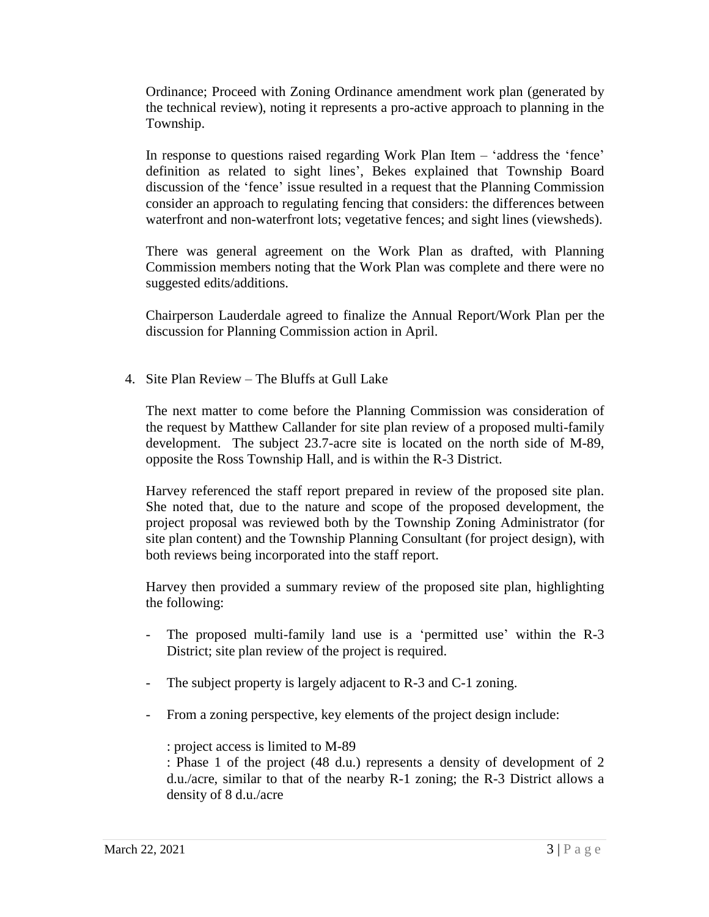Ordinance; Proceed with Zoning Ordinance amendment work plan (generated by the technical review), noting it represents a pro-active approach to planning in the Township.

In response to questions raised regarding Work Plan Item – 'address the 'fence' definition as related to sight lines', Bekes explained that Township Board discussion of the 'fence' issue resulted in a request that the Planning Commission consider an approach to regulating fencing that considers: the differences between waterfront and non-waterfront lots; vegetative fences; and sight lines (viewsheds).

There was general agreement on the Work Plan as drafted, with Planning Commission members noting that the Work Plan was complete and there were no suggested edits/additions.

Chairperson Lauderdale agreed to finalize the Annual Report/Work Plan per the discussion for Planning Commission action in April.

4. Site Plan Review – The Bluffs at Gull Lake

The next matter to come before the Planning Commission was consideration of the request by Matthew Callander for site plan review of a proposed multi-family development. The subject 23.7-acre site is located on the north side of M-89, opposite the Ross Township Hall, and is within the R-3 District.

Harvey referenced the staff report prepared in review of the proposed site plan. She noted that, due to the nature and scope of the proposed development, the project proposal was reviewed both by the Township Zoning Administrator (for site plan content) and the Township Planning Consultant (for project design), with both reviews being incorporated into the staff report.

Harvey then provided a summary review of the proposed site plan, highlighting the following:

- The proposed multi-family land use is a 'permitted use' within the R-3 District; site plan review of the project is required.

- The subject property is largely adjacent to R-3 and C-1 zoning.

- From a zoning perspective, key elements of the project design include:

  : project access is limited to M-89
  : Phase 1 of the project (48 d.u.) represents a density of development of 2 d.u./acre, similar to that of the nearby R-1 zoning; the R-3 District allows a density of 8 d.u./acre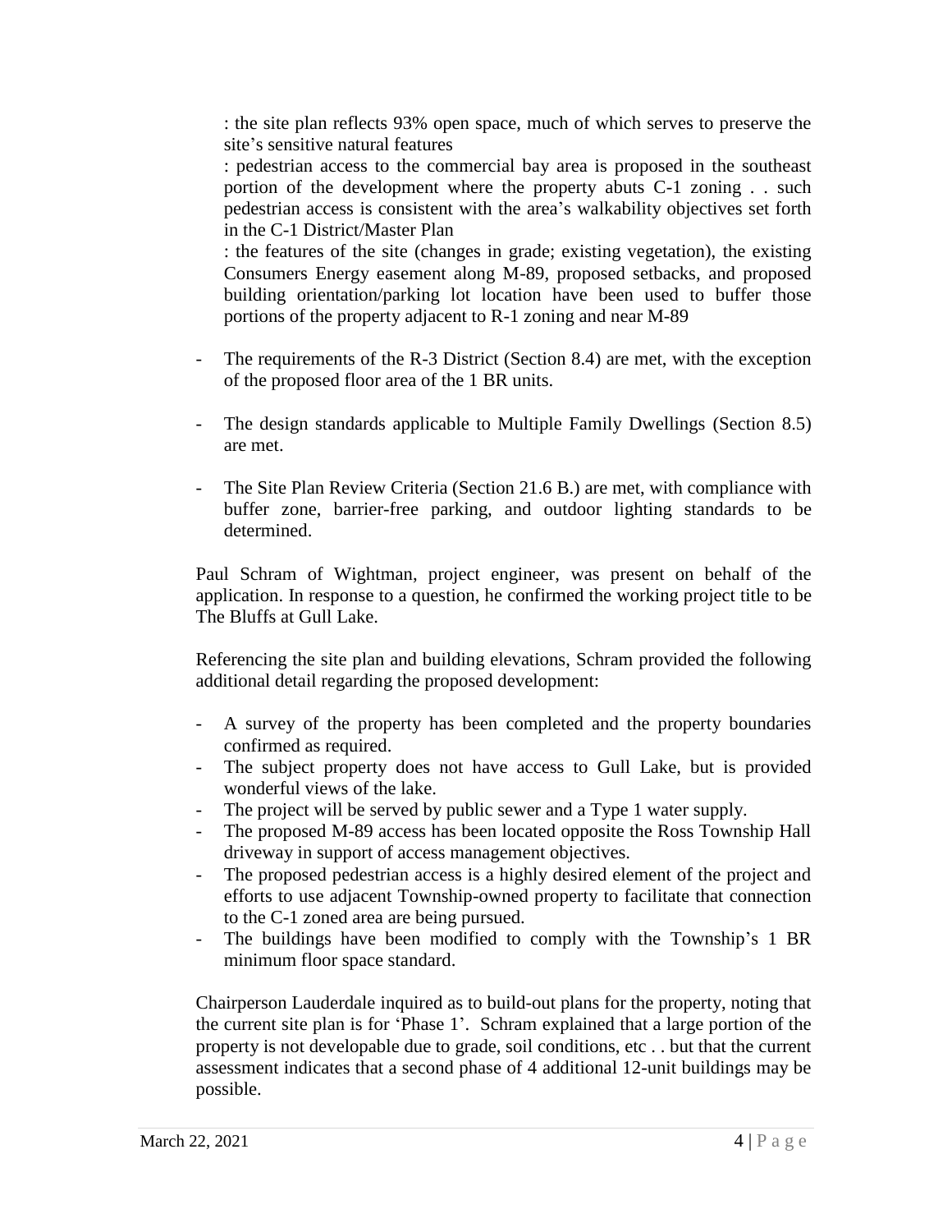: the site plan reflects 93% open space, much of which serves to preserve the site's sensitive natural features

: pedestrian access to the commercial bay area is proposed in the southeast portion of the development where the property abuts C-1 zoning . . such pedestrian access is consistent with the area's walkability objectives set forth in the C-1 District/Master Plan

: the features of the site (changes in grade; existing vegetation), the existing Consumers Energy easement along M-89, proposed setbacks, and proposed building orientation/parking lot location have been used to buffer those portions of the property adjacent to R-1 zoning and near M-89

- The requirements of the R-3 District (Section 8.4) are met, with the exception of the proposed floor area of the 1 BR units.

- The design standards applicable to Multiple Family Dwellings (Section 8.5) are met.

- The Site Plan Review Criteria (Section 21.6 B.) are met, with compliance with buffer zone, barrier-free parking, and outdoor lighting standards to be determined.

Paul Schram of Wightman, project engineer, was present on behalf of the application. In response to a question, he confirmed the working project title to be The Bluffs at Gull Lake.

Referencing the site plan and building elevations, Schram provided the following additional detail regarding the proposed development:

- A survey of the property has been completed and the property boundaries confirmed as required.
- The subject property does not have access to Gull Lake, but is provided wonderful views of the lake.
- The project will be served by public sewer and a Type 1 water supply.
- The proposed M-89 access has been located opposite the Ross Township Hall driveway in support of access management objectives.
- The proposed pedestrian access is a highly desired element of the project and efforts to use adjacent Township-owned property to facilitate that connection to the C-1 zoned area are being pursued.
- The buildings have been modified to comply with the Township's 1 BR minimum floor space standard.

Chairperson Lauderdale inquired as to build-out plans for the property, noting that the current site plan is for 'Phase 1'. Schram explained that a large portion of the property is not developable due to grade, soil conditions, etc . . but that the current assessment indicates that a second phase of 4 additional 12-unit buildings may be possible.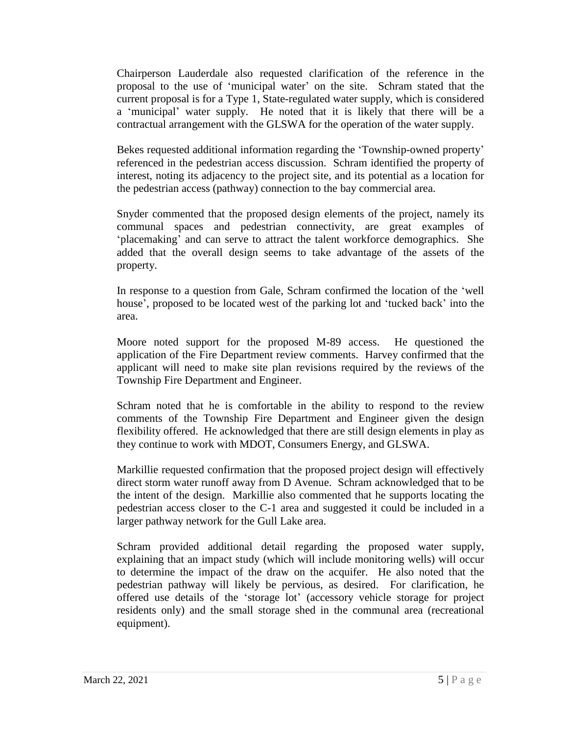Chairperson Lauderdale also requested clarification of the reference in the proposal to the use of 'municipal water' on the site. Schram stated that the current proposal is for a Type 1, State-regulated water supply, which is considered a 'municipal' water supply. He noted that it is likely that there will be a contractual arrangement with the GLSWA for the operation of the water supply.

Bekes requested additional information regarding the 'Township-owned property' referenced in the pedestrian access discussion. Schram identified the property of interest, noting its adjacency to the project site, and its potential as a location for the pedestrian access (pathway) connection to the bay commercial area.

Snyder commented that the proposed design elements of the project, namely its communal spaces and pedestrian connectivity, are great examples of 'placemaking' and can serve to attract the talent workforce demographics. She added that the overall design seems to take advantage of the assets of the property.

In response to a question from Gale, Schram confirmed the location of the 'well house', proposed to be located west of the parking lot and 'tucked back' into the area.

Moore noted support for the proposed M-89 access. He questioned the application of the Fire Department review comments. Harvey confirmed that the applicant will need to make site plan revisions required by the reviews of the Township Fire Department and Engineer.

Schram noted that he is comfortable in the ability to respond to the review comments of the Township Fire Department and Engineer given the design flexibility offered. He acknowledged that there are still design elements in play as they continue to work with MDOT, Consumers Energy, and GLSWA.

Markillie requested confirmation that the proposed project design will effectively direct storm water runoff away from D Avenue. Schram acknowledged that to be the intent of the design. Markillie also commented that he supports locating the pedestrian access closer to the C-1 area and suggested it could be included in a larger pathway network for the Gull Lake area.

Schram provided additional detail regarding the proposed water supply, explaining that an impact study (which will include monitoring wells) will occur to determine the impact of the draw on the acquifer. He also noted that the pedestrian pathway will likely be pervious, as desired. For clarification, he offered use details of the 'storage lot' (accessory vehicle storage for project residents only) and the small storage shed in the communal area (recreational equipment).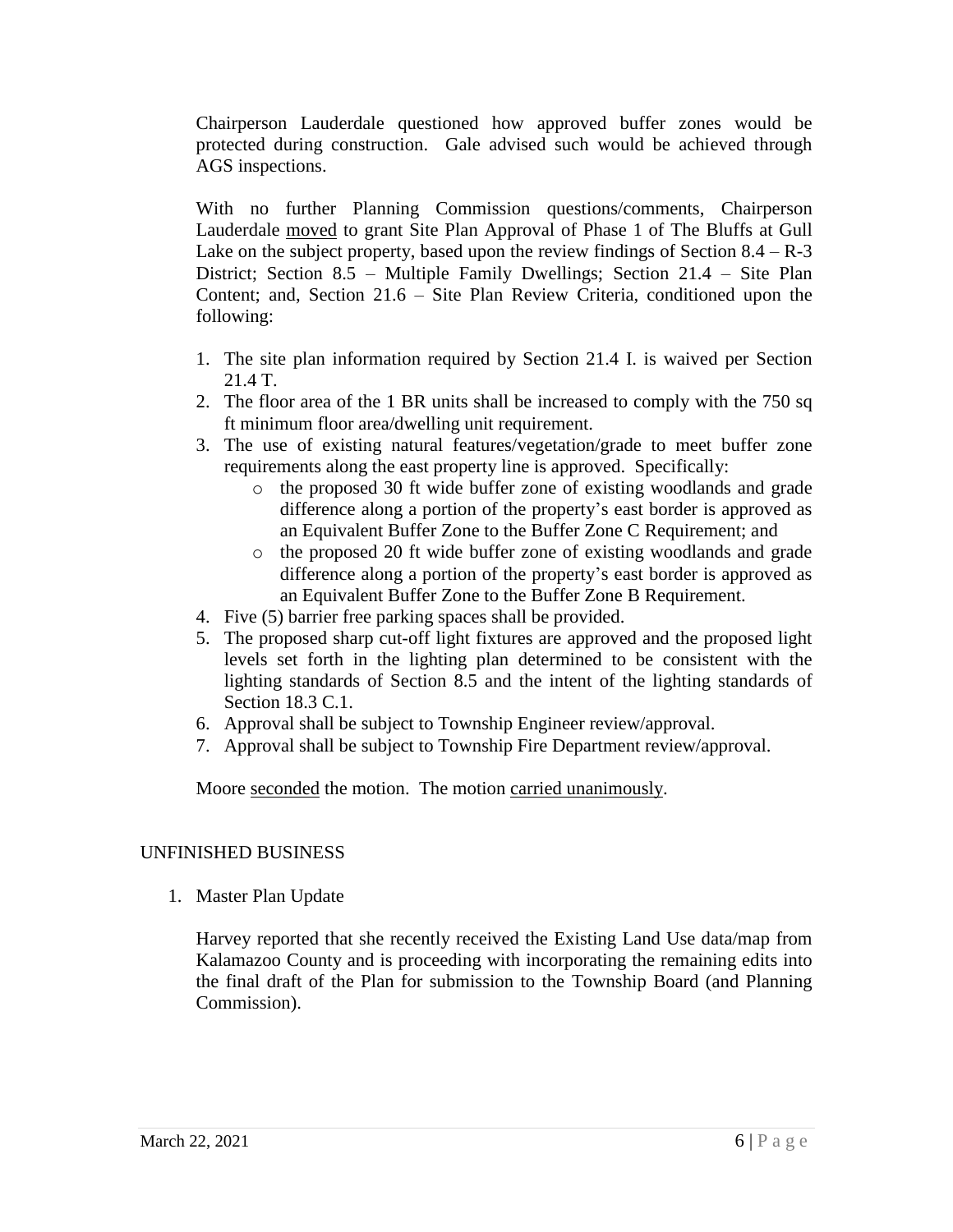Chairperson Lauderdale questioned how approved buffer zones would be protected during construction. Gale advised such would be achieved through AGS inspections.

With no further Planning Commission questions/comments, Chairperson Lauderdale moved to grant Site Plan Approval of Phase 1 of The Bluffs at Gull Lake on the subject property, based upon the review findings of Section 8.4 – R-3 District; Section 8.5 – Multiple Family Dwellings; Section 21.4 – Site Plan Content; and, Section 21.6 – Site Plan Review Criteria, conditioned upon the following:

1. The site plan information required by Section 21.4 I. is waived per Section 21.4 T.
2. The floor area of the 1 BR units shall be increased to comply with the 750 sq ft minimum floor area/dwelling unit requirement.
3. The use of existing natural features/vegetation/grade to meet buffer zone requirements along the east property line is approved. Specifically:
   - the proposed 30 ft wide buffer zone of existing woodlands and grade difference along a portion of the property's east border is approved as an Equivalent Buffer Zone to the Buffer Zone C Requirement; and
   - the proposed 20 ft wide buffer zone of existing woodlands and grade difference along a portion of the property's east border is approved as an Equivalent Buffer Zone to the Buffer Zone B Requirement.
4. Five (5) barrier free parking spaces shall be provided.
5. The proposed sharp cut-off light fixtures are approved and the proposed light levels set forth in the lighting plan determined to be consistent with the lighting standards of Section 8.5 and the intent of the lighting standards of Section 18.3 C.1.
6. Approval shall be subject to Township Engineer review/approval.
7. Approval shall be subject to Township Fire Department review/approval.

Moore seconded the motion. The motion carried unanimously.

## UNFINISHED BUSINESS

1. Master Plan Update

   Harvey reported that she recently received the Existing Land Use data/map from Kalamazoo County and is proceeding with incorporating the remaining edits into the final draft of the Plan for submission to the Township Board (and Planning Commission).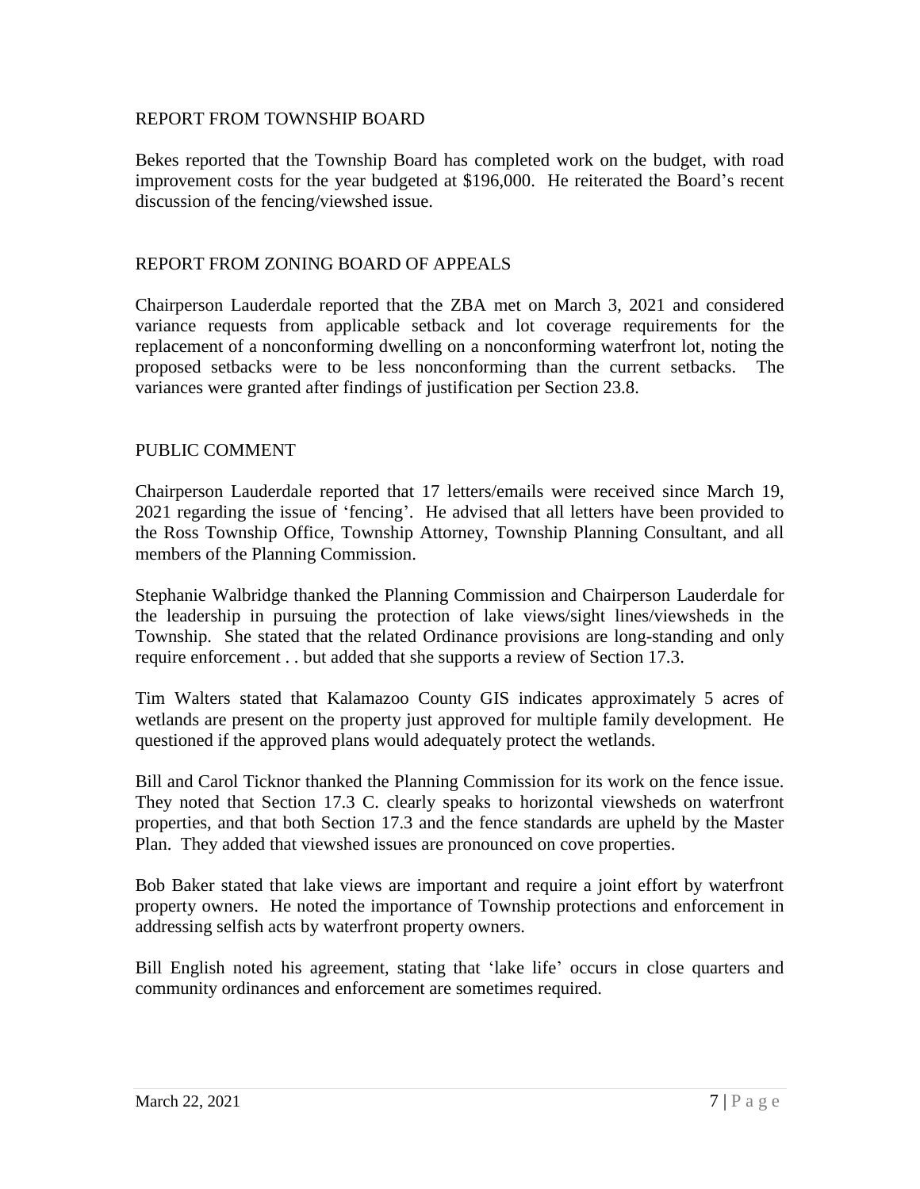## REPORT FROM TOWNSHIP BOARD

Bekes reported that the Township Board has completed work on the budget, with road improvement costs for the year budgeted at $196,000. He reiterated the Board's recent discussion of the fencing/viewshed issue.

## REPORT FROM ZONING BOARD OF APPEALS

Chairperson Lauderdale reported that the ZBA met on March 3, 2021 and considered variance requests from applicable setback and lot coverage requirements for the replacement of a nonconforming dwelling on a nonconforming waterfront lot, noting the proposed setbacks were to be less nonconforming than the current setbacks. The variances were granted after findings of justification per Section 23.8.

## PUBLIC COMMENT

Chairperson Lauderdale reported that 17 letters/emails were received since March 19, 2021 regarding the issue of 'fencing'. He advised that all letters have been provided to the Ross Township Office, Township Attorney, Township Planning Consultant, and all members of the Planning Commission.

Stephanie Walbridge thanked the Planning Commission and Chairperson Lauderdale for the leadership in pursuing the protection of lake views/sight lines/viewsheds in the Township. She stated that the related Ordinance provisions are long-standing and only require enforcement . . but added that she supports a review of Section 17.3.

Tim Walters stated that Kalamazoo County GIS indicates approximately 5 acres of wetlands are present on the property just approved for multiple family development. He questioned if the approved plans would adequately protect the wetlands.

Bill and Carol Ticknor thanked the Planning Commission for its work on the fence issue. They noted that Section 17.3 C. clearly speaks to horizontal viewsheds on waterfront properties, and that both Section 17.3 and the fence standards are upheld by the Master Plan. They added that viewshed issues are pronounced on cove properties.

Bob Baker stated that lake views are important and require a joint effort by waterfront property owners. He noted the importance of Township protections and enforcement in addressing selfish acts by waterfront property owners.

Bill English noted his agreement, stating that 'lake life' occurs in close quarters and community ordinances and enforcement are sometimes required.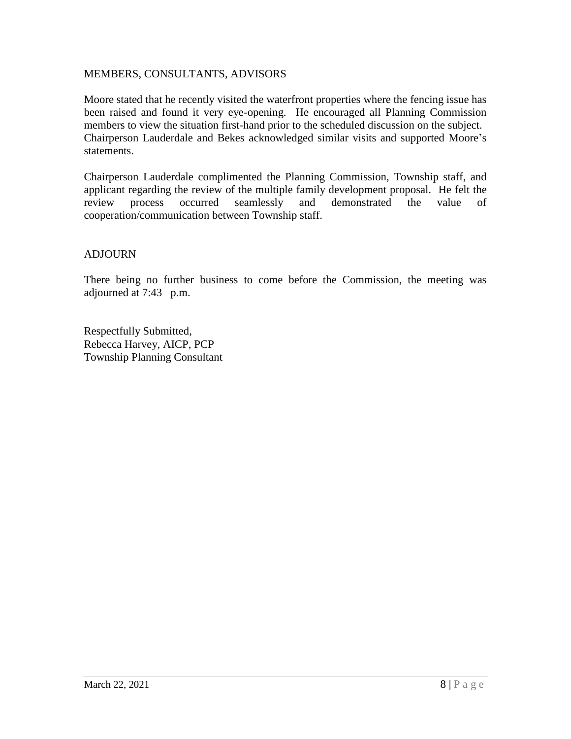## MEMBERS, CONSULTANTS, ADVISORS

Moore stated that he recently visited the waterfront properties where the fencing issue has been raised and found it very eye-opening. He encouraged all Planning Commission members to view the situation first-hand prior to the scheduled discussion on the subject. Chairperson Lauderdale and Bekes acknowledged similar visits and supported Moore's statements.

Chairperson Lauderdale complimented the Planning Commission, Township staff, and applicant regarding the review of the multiple family development proposal. He felt the review process occurred seamlessly and demonstrated the value of cooperation/communication between Township staff.

## ADJOURN

There being no further business to come before the Commission, the meeting was adjourned at 7:43 p.m.

Respectfully Submitted,
Rebecca Harvey, AICP, PCP
Township Planning Consultant